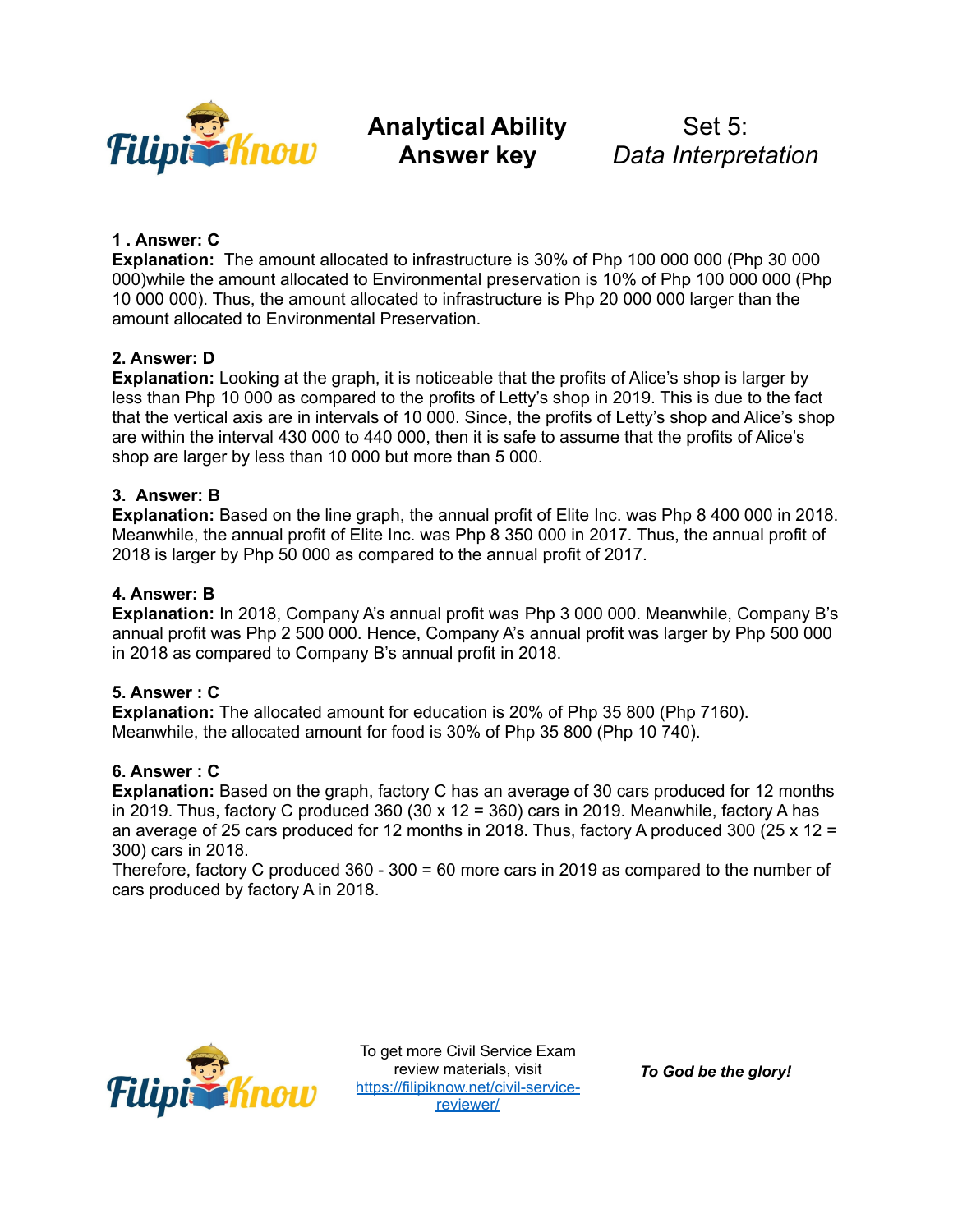# Analytical Ability Answer key

## Set 5: *Data Interpretation*

**1 . Answer: C**
**Explanation:** The amount allocated to infrastructure is 30% of Php 100 000 000 (Php 30 000 000)while the amount allocated to Environmental preservation is 10% of Php 100 000 000 (Php 10 000 000). Thus, the amount allocated to infrastructure is Php 20 000 000 larger than the amount allocated to Environmental Preservation.

**2. Answer: D**
**Explanation:** Looking at the graph, it is noticeable that the profits of Alice's shop is larger by less than Php 10 000 as compared to the profits of Letty's shop in 2019. This is due to the fact that the vertical axis are in intervals of 10 000. Since, the profits of Letty's shop and Alice's shop are within the interval 430 000 to 440 000, then it is safe to assume that the profits of Alice's shop are larger by less than 10 000 but more than 5 000.

**3. Answer: B**
**Explanation:** Based on the line graph, the annual profit of Elite Inc. was Php 8 400 000 in 2018. Meanwhile, the annual profit of Elite Inc. was Php 8 350 000 in 2017. Thus, the annual profit of 2018 is larger by Php 50 000 as compared to the annual profit of 2017.

**4. Answer: B**
**Explanation:** In 2018, Company A's annual profit was Php 3 000 000. Meanwhile, Company B's annual profit was Php 2 500 000. Hence, Company A's annual profit was larger by Php 500 000 in 2018 as compared to Company B's annual profit in 2018.

**5. Answer : C**
**Explanation:** The allocated amount for education is 20% of Php 35 800 (Php 7160). Meanwhile, the allocated amount for food is 30% of Php 35 800 (Php 10 740).

**6. Answer : C**
**Explanation:** Based on the graph, factory C has an average of 30 cars produced for 12 months in 2019. Thus, factory C produced 360 (30 x 12 = 360) cars in 2019. Meanwhile, factory A has an average of 25 cars produced for 12 months in 2018. Thus, factory A produced 300 (25 x 12 = 300) cars in 2018.
Therefore, factory C produced 360 - 300 = 60 more cars in 2019 as compared to the number of cars produced by factory A in 2018.

To get more Civil Service Exam review materials, visit https://filipiknow.net/civil-service-reviewer/

***To God be the glory!***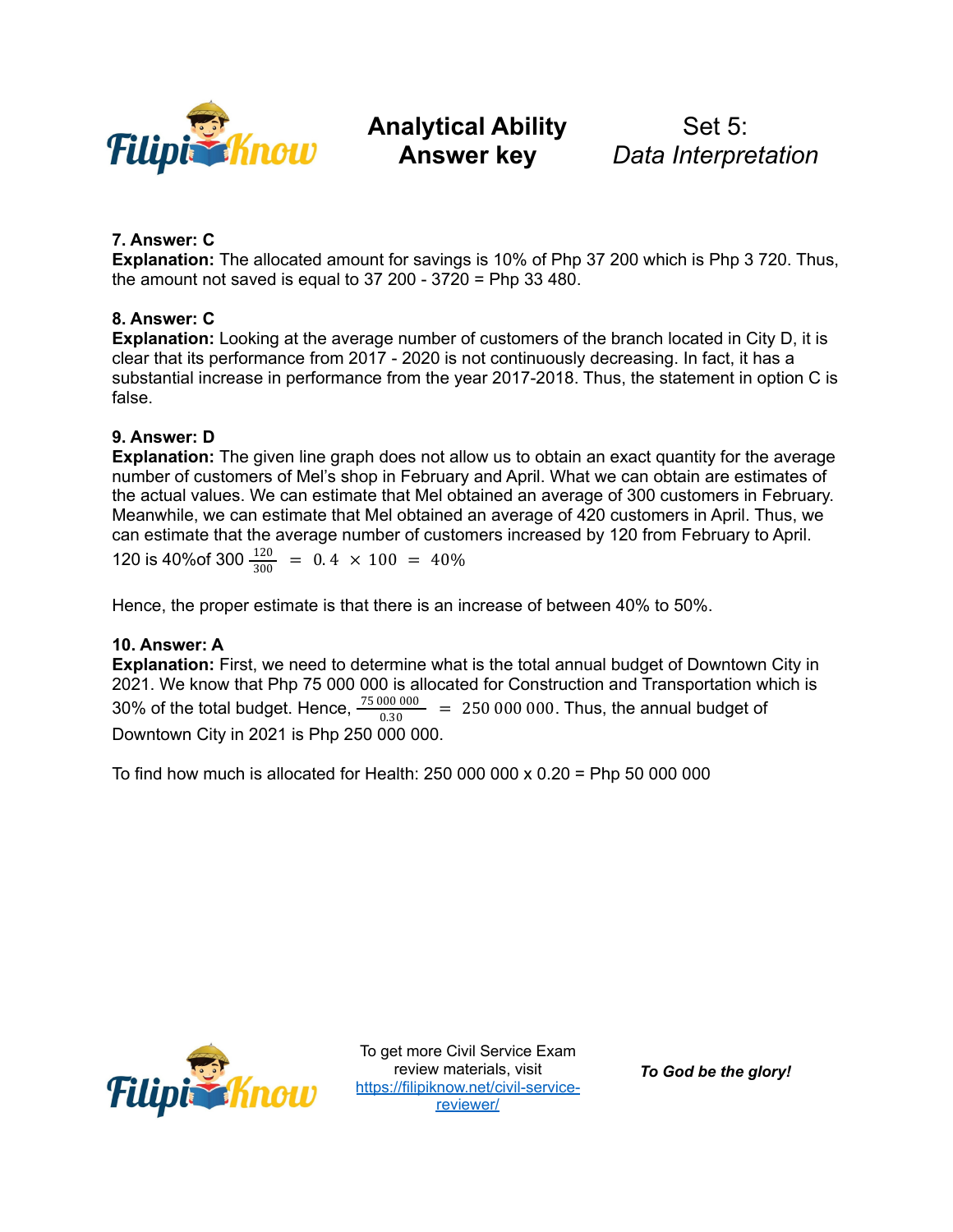**7. Answer: C**
**Explanation:** The allocated amount for savings is 10% of Php 37 200 which is Php 3 720. Thus, the amount not saved is equal to 37 200 - 3720 = Php 33 480.

**8. Answer: C**
**Explanation:** Looking at the average number of customers of the branch located in City D, it is clear that its performance from 2017 - 2020 is not continuously decreasing. In fact, it has a substantial increase in performance from the year 2017-2018. Thus, the statement in option C is false.

**9. Answer: D**
**Explanation:** The given line graph does not allow us to obtain an exact quantity for the average number of customers of Mel's shop in February and April. What we can obtain are estimates of the actual values. We can estimate that Mel obtained an average of 300 customers in February. Meanwhile, we can estimate that Mel obtained an average of 420 customers in April. Thus, we can estimate that the average number of customers increased by 120 from February to April.
120 is 40%of 300 $\frac{120}{300} = 0.4 \times 100 = 40\%$

Hence, the proper estimate is that there is an increase of between 40% to 50%.

**10. Answer: A**
**Explanation:** First, we need to determine what is the total annual budget of Downtown City in 2021. We know that Php 75 000 000 is allocated for Construction and Transportation which is 30% of the total budget. Hence, $\frac{75\ 000\ 000}{0.30} = 250\ 000\ 000$. Thus, the annual budget of Downtown City in 2021 is Php 250 000 000.

To find how much is allocated for Health: 250 000 000 x 0.20 = Php 50 000 000